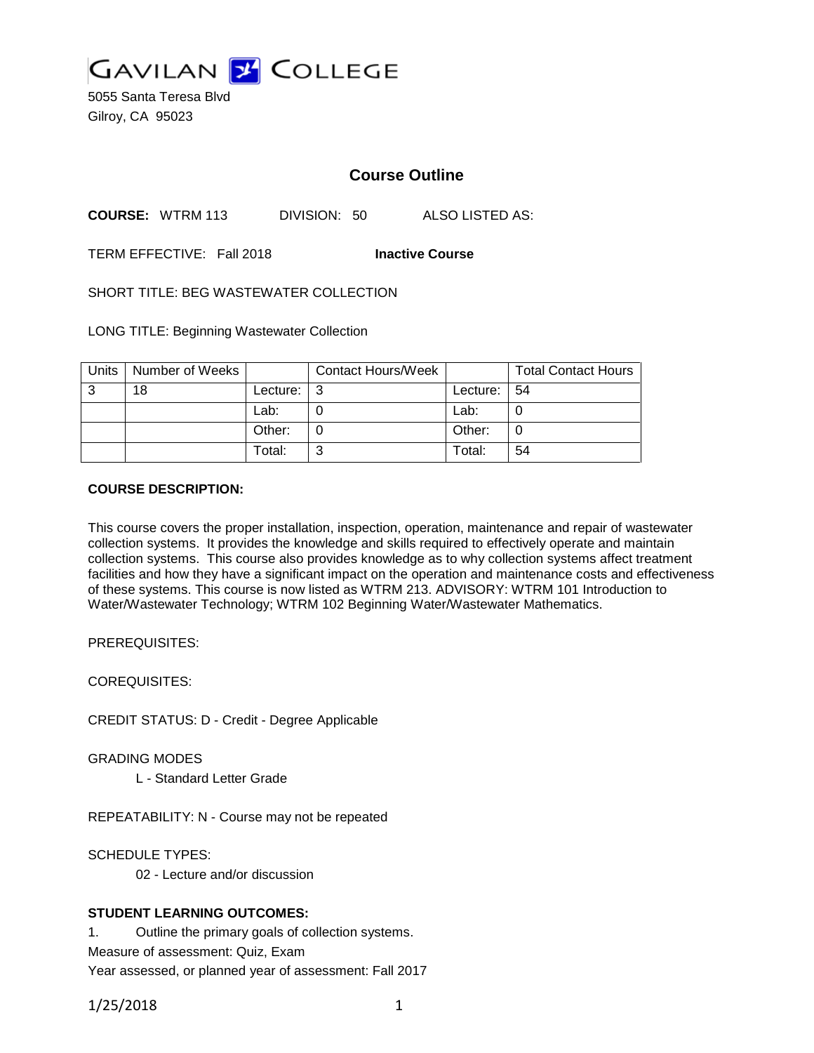# GAVILAN COLLEGE

5055 Santa Teresa Blvd
Gilroy, CA 95023

## Course Outline

**COURSE:** WTRM 113 DIVISION: 50 ALSO LISTED AS:

TERM EFFECTIVE: Fall 2018 **Inactive Course**

SHORT TITLE: BEG WASTEWATER COLLECTION

LONG TITLE: Beginning Wastewater Collection

| Units | Number of Weeks | | Contact Hours/Week | | Total Contact Hours |
|---|---|---|---|---|---|
| 3 | 18 | Lecture: | 3 | Lecture: | 54 |
| | | Lab: | 0 | Lab: | 0 |
| | | Other: | 0 | Other: | 0 |
| | | Total: | 3 | Total: | 54 |

**COURSE DESCRIPTION:**

This course covers the proper installation, inspection, operation, maintenance and repair of wastewater collection systems. It provides the knowledge and skills required to effectively operate and maintain collection systems. This course also provides knowledge as to why collection systems affect treatment facilities and how they have a significant impact on the operation and maintenance costs and effectiveness of these systems. This course is now listed as WTRM 213. ADVISORY: WTRM 101 Introduction to Water/Wastewater Technology; WTRM 102 Beginning Water/Wastewater Mathematics.

PREREQUISITES:

COREQUISITES:

CREDIT STATUS: D - Credit - Degree Applicable

GRADING MODES

L - Standard Letter Grade

REPEATABILITY: N - Course may not be repeated

SCHEDULE TYPES:

02 - Lecture and/or discussion

**STUDENT LEARNING OUTCOMES:**

1. Outline the primary goals of collection systems.

Measure of assessment: Quiz, Exam

Year assessed, or planned year of assessment: Fall 2017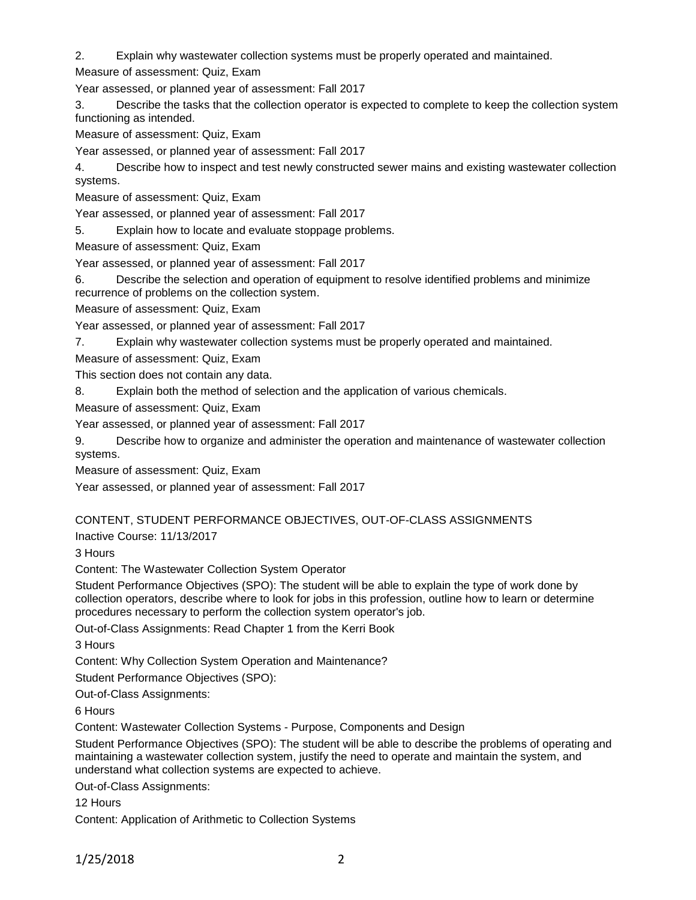2. Explain why wastewater collection systems must be properly operated and maintained.

Measure of assessment: Quiz, Exam

Year assessed, or planned year of assessment: Fall 2017

3. Describe the tasks that the collection operator is expected to complete to keep the collection system functioning as intended.

Measure of assessment: Quiz, Exam

Year assessed, or planned year of assessment: Fall 2017

4. Describe how to inspect and test newly constructed sewer mains and existing wastewater collection systems.

Measure of assessment: Quiz, Exam

Year assessed, or planned year of assessment: Fall 2017

5. Explain how to locate and evaluate stoppage problems.

Measure of assessment: Quiz, Exam

Year assessed, or planned year of assessment: Fall 2017

6. Describe the selection and operation of equipment to resolve identified problems and minimize recurrence of problems on the collection system.

Measure of assessment: Quiz, Exam

Year assessed, or planned year of assessment: Fall 2017

7. Explain why wastewater collection systems must be properly operated and maintained.

Measure of assessment: Quiz, Exam

This section does not contain any data.

8. Explain both the method of selection and the application of various chemicals.

Measure of assessment: Quiz, Exam

Year assessed, or planned year of assessment: Fall 2017

9. Describe how to organize and administer the operation and maintenance of wastewater collection systems.

Measure of assessment: Quiz, Exam

Year assessed, or planned year of assessment: Fall 2017

## CONTENT, STUDENT PERFORMANCE OBJECTIVES, OUT-OF-CLASS ASSIGNMENTS

Inactive Course: 11/13/2017

3 Hours

Content: The Wastewater Collection System Operator

Student Performance Objectives (SPO): The student will be able to explain the type of work done by collection operators, describe where to look for jobs in this profession, outline how to learn or determine procedures necessary to perform the collection system operator's job.

Out-of-Class Assignments: Read Chapter 1 from the Kerri Book

3 Hours

Content: Why Collection System Operation and Maintenance?

Student Performance Objectives (SPO):

Out-of-Class Assignments:

6 Hours

Content: Wastewater Collection Systems - Purpose, Components and Design

Student Performance Objectives (SPO): The student will be able to describe the problems of operating and maintaining a wastewater collection system, justify the need to operate and maintain the system, and understand what collection systems are expected to achieve.

Out-of-Class Assignments:

12 Hours

Content: Application of Arithmetic to Collection Systems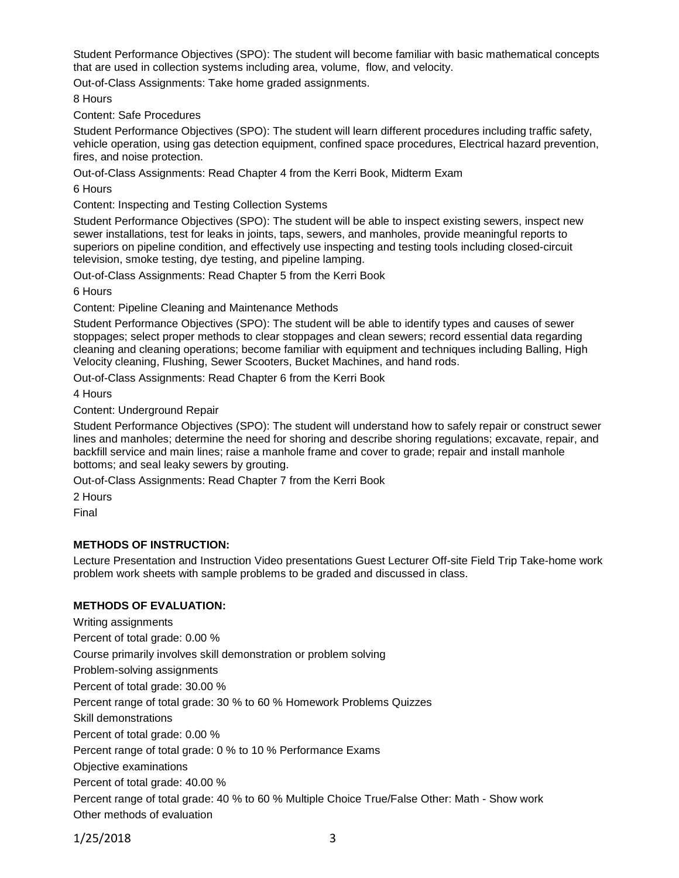Student Performance Objectives (SPO): The student will become familiar with basic mathematical concepts that are used in collection systems including area, volume, flow, and velocity.

Out-of-Class Assignments: Take home graded assignments.

8 Hours

Content: Safe Procedures

Student Performance Objectives (SPO): The student will learn different procedures including traffic safety, vehicle operation, using gas detection equipment, confined space procedures, Electrical hazard prevention, fires, and noise protection.

Out-of-Class Assignments: Read Chapter 4 from the Kerri Book, Midterm Exam

6 Hours

Content: Inspecting and Testing Collection Systems

Student Performance Objectives (SPO): The student will be able to inspect existing sewers, inspect new sewer installations, test for leaks in joints, taps, sewers, and manholes, provide meaningful reports to superiors on pipeline condition, and effectively use inspecting and testing tools including closed-circuit television, smoke testing, dye testing, and pipeline lamping.

Out-of-Class Assignments: Read Chapter 5 from the Kerri Book

6 Hours

Content: Pipeline Cleaning and Maintenance Methods

Student Performance Objectives (SPO): The student will be able to identify types and causes of sewer stoppages; select proper methods to clear stoppages and clean sewers; record essential data regarding cleaning and cleaning operations; become familiar with equipment and techniques including Balling, High Velocity cleaning, Flushing, Sewer Scooters, Bucket Machines, and hand rods.

Out-of-Class Assignments: Read Chapter 6 from the Kerri Book

4 Hours

Content: Underground Repair

Student Performance Objectives (SPO): The student will understand how to safely repair or construct sewer lines and manholes; determine the need for shoring and describe shoring regulations; excavate, repair, and backfill service and main lines; raise a manhole frame and cover to grade; repair and install manhole bottoms; and seal leaky sewers by grouting.

Out-of-Class Assignments: Read Chapter 7 from the Kerri Book

2 Hours

Final

**METHODS OF INSTRUCTION:**

Lecture Presentation and Instruction Video presentations Guest Lecturer Off-site Field Trip Take-home work problem work sheets with sample problems to be graded and discussed in class.

**METHODS OF EVALUATION:**

Writing assignments

Percent of total grade: 0.00 %

Course primarily involves skill demonstration or problem solving

Problem-solving assignments

Percent of total grade: 30.00 %

Percent range of total grade: 30 % to 60 % Homework Problems Quizzes

Skill demonstrations

Percent of total grade: 0.00 %

Percent range of total grade: 0 % to 10 % Performance Exams

Objective examinations

Percent of total grade: 40.00 %

Percent range of total grade: 40 % to 60 % Multiple Choice True/False Other: Math - Show work

Other methods of evaluation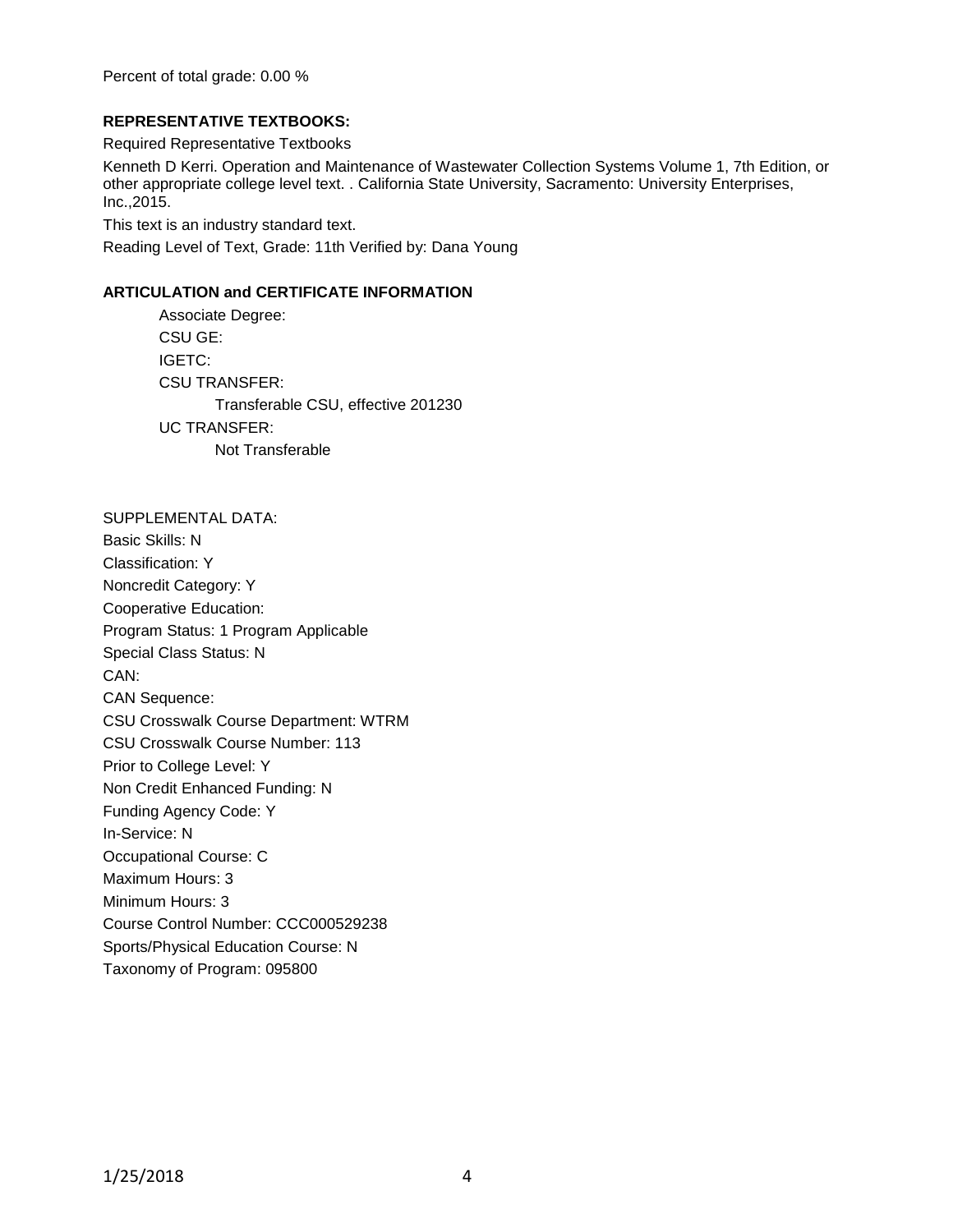Percent of total grade: 0.00 %

**REPRESENTATIVE TEXTBOOKS:**

Required Representative Textbooks

Kenneth D Kerri. Operation and Maintenance of Wastewater Collection Systems Volume 1, 7th Edition, or other appropriate college level text. . California State University, Sacramento: University Enterprises, Inc.,2015.

This text is an industry standard text.

Reading Level of Text, Grade: 11th Verified by: Dana Young

**ARTICULATION and CERTIFICATE INFORMATION**

Associate Degree:
CSU GE:
IGETC:
CSU TRANSFER:
Transferable CSU, effective 201230
UC TRANSFER:
Not Transferable

SUPPLEMENTAL DATA:
Basic Skills: N
Classification: Y
Noncredit Category: Y
Cooperative Education:
Program Status: 1 Program Applicable
Special Class Status: N
CAN:
CAN Sequence:
CSU Crosswalk Course Department: WTRM
CSU Crosswalk Course Number: 113
Prior to College Level: Y
Non Credit Enhanced Funding: N
Funding Agency Code: Y
In-Service: N
Occupational Course: C
Maximum Hours: 3
Minimum Hours: 3
Course Control Number: CCC000529238
Sports/Physical Education Course: N
Taxonomy of Program: 095800